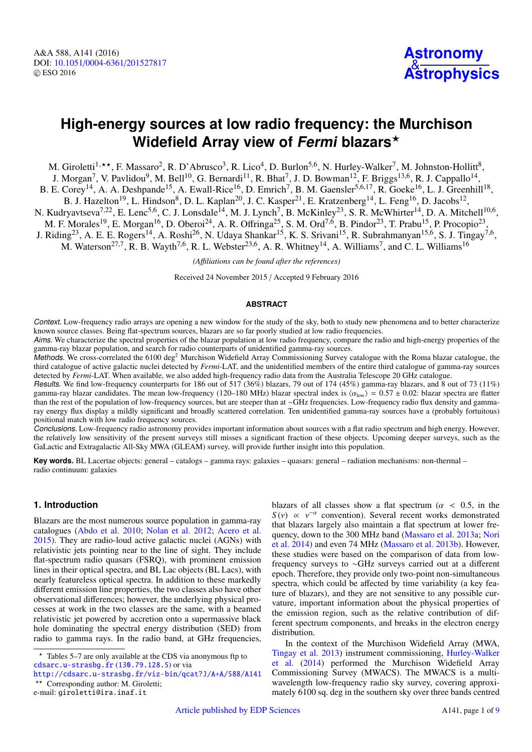# High-energy sources at low radio frequency: the Murchison Widefield Array view of *Fermi* blazars⋆

M. Giroletti[1,⋆⋆], F. Massaro[2], R. D'Abrusco[3], R. Lico[4], D. Burlon[5,6], N. Hurley-Walker[7], M. Johnston-Hollitt[8], J. Morgan[7], V. Pavlidou[9], M. Bell[10], G. Bernardi[11], R. Bhat[7], J. D. Bowman[12], F. Briggs[13,6], R. J. Cappallo[14], B. E. Corey[14], A. A. Deshpande[15], A. Ewall-Rice[16], D. Emrich[7], B. M. Gaensler[5,6,17], R. Goeke[16], L. J. Greenhill[18], B. J. Hazelton[19], L. Hindson[8], D. L. Kaplan[20], J. C. Kasper[21], E. Kratzenberg[14], L. Feng[16], D. Jacobs[12], N. Kudryavtseva[7,22], E. Lenc[5,6], C. J. Lonsdale[14], M. J. Lynch[7], B. McKinley[23], S. R. McWhirter[14], D. A. Mitchell[10,6], M. F. Morales[19], E. Morgan[16], D. Oberoi[24], A. R. Offringa[25], S. M. Ord[7,6], B. Pindor[23], T. Prabu[15], P. Procopio[23], J. Riding[23], A. E. E. Rogers[14], A. Roshi[26], N. Udaya Shankar[15], K. S. Srivani[15], R. Subrahmanyan[15,6], S. J. Tingay[7,6], M. Waterson[27,7], R. B. Wayth[7,6], R. L. Webster[23,6], A. R. Whitney[14], A. Williams[7], and C. L. Williams[16]

*(Affiliations can be found after the references)*

Received 24 November 2015 / Accepted 9 February 2016

## ABSTRACT

*Context.* Low-frequency radio arrays are opening a new window for the study of the sky, both to study new phenomena and to better characterize known source classes. Being flat-spectrum sources, blazars are so far poorly studied at low radio frequencies.

*Aims.* We characterize the spectral properties of the blazar population at low radio frequency, compare the radio and high-energy properties of the gamma-ray blazar population, and search for radio counterparts of unidentified gamma-ray sources.

*Methods.* We cross-correlated the 6100 deg$^2$ Murchison Widefield Array Commissioning Survey catalogue with the Roma blazar catalogue, the third catalogue of active galactic nuclei detected by *Fermi*-LAT, and the unidentified members of the entire third catalogue of gamma-ray sources detected by *Fermi*-LAT. When available, we also added high-frequency radio data from the Australia Telescope 20 GHz catalogue.

*Results.* We find low-frequency counterparts for 186 out of 517 (36%) blazars, 79 out of 174 (45%) gamma-ray blazars, and 8 out of 73 (11%) gamma-ray blazar candidates. The mean low-frequency (120–180 MHz) blazar spectral index is $\langle\alpha_{\rm low}\rangle = 0.57 \pm 0.02$: blazar spectra are flatter than the rest of the population of low-frequency sources, but are steeper than at ~GHz frequencies. Low-frequency radio flux density and gamma-ray energy flux display a mildly significant and broadly scattered correlation. Ten unidentified gamma-ray sources have a (probably fortuitous) positional match with low radio frequency sources.

*Conclusions.* Low-frequency radio astronomy provides important information about sources with a flat radio spectrum and high energy. However, the relatively low sensitivity of the present surveys still misses a significant fraction of these objects. Upcoming deeper surveys, such as the GaLactic and Extragalactic All-Sky MWA (GLEAM) survey, will provide further insight into this population.

**Key words.** BL Lacertae objects: general – catalogs – gamma rays: galaxies – quasars: general – radiation mechanisms: non-thermal – radio continuum: galaxies

## 1. Introduction

Blazars are the most numerous source population in gamma-ray catalogues (Abdo et al. 2010; Nolan et al. 2012; Acero et al. 2015). They are radio-loud active galactic nuclei (AGNs) with relativistic jets pointing near to the line of sight. They include flat-spectrum radio quasars (FSRQ), with prominent emission lines in their optical spectra, and BL Lac objects (BL Lacs), with nearly featureless optical spectra. In addition to these markedly different emission line properties, the two classes also have other observational differences; however, the underlying physical processes at work in the two classes are the same, with a beamed relativistic jet powered by accretion onto a supermassive black hole dominating the spectral energy distribution (SED) from radio to gamma rays. In the radio band, at GHz frequencies, blazars of all classes show a flat spectrum ($\alpha < 0.5$, in the $S(\nu) \propto \nu^{-\alpha}$ convention). Several recent works demonstrated that blazars largely also maintain a flat spectrum at lower frequency, down to the 300 MHz band (Massaro et al. 2013a; Nori et al. 2014) and even 74 MHz (Massaro et al. 2013b). However, these studies were based on the comparison of data from low-frequency surveys to ~GHz surveys carried out at a different epoch. Therefore, they provide only two-point non-simultaneous spectra, which could be affected by time variability (a key feature of blazars), and they are not sensitive to any possible curvature, important information about the physical properties of the emission region, such as the relative contribution of different spectrum components, and breaks in the electron energy distribution.

In the context of the Murchison Widefield Array (MWA, Tingay et al. 2013) instrument commissioning, Hurley-Walker et al. (2014) performed the Murchison Widefield Array Commissioning Survey (MWACS). The MWACS is a multi-wavelength low-frequency radio sky survey, covering approximately 6100 sq. deg in the southern sky over three bands centred

⋆ Tables 5–7 are only available at the CDS via anonymous ftp to cdsarc.u-strasbg.fr (130.79.128.5) or via http://cdsarc.u-strasbg.fr/viz-bin/qcat?J/A+A/588/A141

⋆⋆ Corresponding author: M. Giroletti; e-mail: giroletti@ira.inaf.it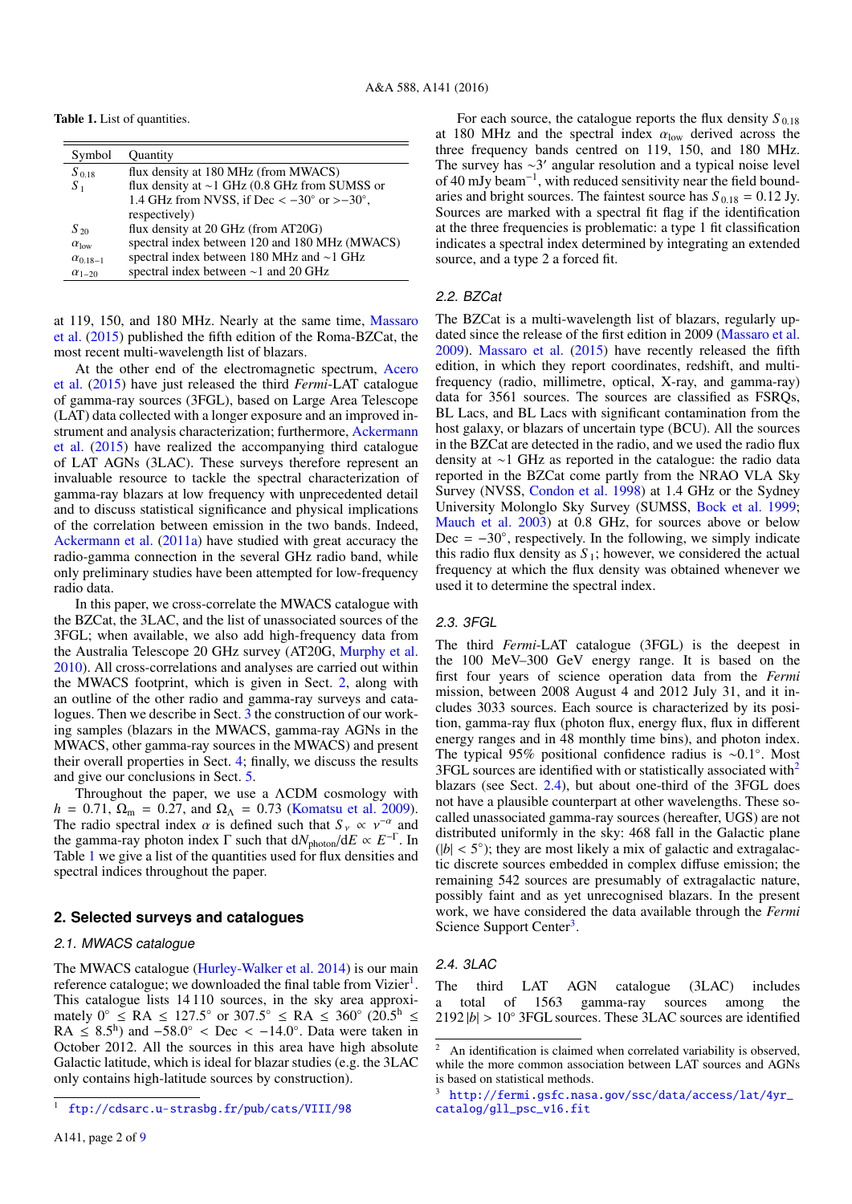Table 1. List of quantities.

| Symbol | Quantity |
|---|---|
| $S_{0.18}$ | flux density at 180 MHz (from MWACS) |
| $S_1$ | flux density at ~1 GHz (0.8 GHz from SUMSS or 1.4 GHz from NVSS, if Dec < −30° or >−30°, respectively) |
| $S_{20}$ | flux density at 20 GHz (from AT20G) |
| $\alpha_{\rm low}$ | spectral index between 120 and 180 MHz (MWACS) |
| $\alpha_{0.18-1}$ | spectral index between 180 MHz and ~1 GHz |
| $\alpha_{1-20}$ | spectral index between ~1 and 20 GHz |

at 119, 150, and 180 MHz. Nearly at the same time, Massaro et al. (2015) published the fifth edition of the Roma-BZCat, the most recent multi-wavelength list of blazars.

At the other end of the electromagnetic spectrum, Acero et al. (2015) have just released the third *Fermi*-LAT catalogue of gamma-ray sources (3FGL), based on Large Area Telescope (LAT) data collected with a longer exposure and an improved instrument and analysis characterization; furthermore, Ackermann et al. (2015) have realized the accompanying third catalogue of LAT AGNs (3LAC). These surveys therefore represent an invaluable resource to tackle the spectral characterization of gamma-ray blazars at low frequency with unprecedented detail and to discuss statistical significance and physical implications of the correlation between emission in the two bands. Indeed, Ackermann et al. (2011a) have studied with great accuracy the radio-gamma connection in the several GHz radio band, while only preliminary studies have been attempted for low-frequency radio data.

In this paper, we cross-correlate the MWACS catalogue with the BZCat, the 3LAC, and the list of unassociated sources of the 3FGL; when available, we also add high-frequency data from the Australia Telescope 20 GHz survey (AT20G, Murphy et al. 2010). All cross-correlations and analyses are carried out within the MWACS footprint, which is given in Sect. 2, along with an outline of the other radio and gamma-ray surveys and catalogues. Then we describe in Sect. 3 the construction of our working samples (blazars in the MWACS, gamma-ray AGNs in the MWACS, other gamma-ray sources in the MWACS) and present their overall properties in Sect. 4; finally, we discuss the results and give our conclusions in Sect. 5.

Throughout the paper, we use a ΛCDM cosmology with $h = 0.71$, $\Omega_{\rm m} = 0.27$, and $\Omega_\Lambda = 0.73$ (Komatsu et al. 2009). The radio spectral index $\alpha$ is defined such that $S_\nu \propto \nu^{-\alpha}$ and the gamma-ray photon index $\Gamma$ such that $dN_{\rm photon}/dE \propto E^{-\Gamma}$. In Table 1 we give a list of the quantities used for flux densities and spectral indices throughout the paper.

## 2. Selected surveys and catalogues

### 2.1. MWACS catalogue

The MWACS catalogue (Hurley-Walker et al. 2014) is our main reference catalogue; we downloaded the final table from Vizier[1]. This catalogue lists 14 110 sources, in the sky area approximately 0° ≤ RA ≤ 127.5° or 307.5° ≤ RA ≤ 360° ($20.5^{\rm h}$ ≤ RA ≤ $8.5^{\rm h}$) and −58.0° < Dec < −14.0°. Data were taken in October 2012. All the sources in this area have high absolute Galactic latitude, which is ideal for blazar studies (e.g. the 3LAC only contains high-latitude sources by construction).

For each source, the catalogue reports the flux density $S_{0.18}$ at 180 MHz and the spectral index $\alpha_{\rm low}$ derived across the three frequency bands centred on 119, 150, and 180 MHz. The survey has ~3′ angular resolution and a typical noise level of 40 mJy beam$^{-1}$, with reduced sensitivity near the field boundaries and bright sources. The faintest source has $S_{0.18} = 0.12$ Jy. Sources are marked with a spectral fit flag if the identification at the three frequencies is problematic: a type 1 fit classification indicates a spectral index determined by integrating an extended source, and a type 2 a forced fit.

### 2.2. BZCat

The BZCat is a multi-wavelength list of blazars, regularly updated since the release of the first edition in 2009 (Massaro et al. 2009). Massaro et al. (2015) have recently released the fifth edition, in which they report coordinates, redshift, and multi-frequency (radio, millimetre, optical, X-ray, and gamma-ray) data for 3561 sources. The sources are classified as FSRQs, BL Lacs, and BL Lacs with significant contamination from the host galaxy, or blazars of uncertain type (BCU). All the sources in the BZCat are detected in the radio, and we used the radio flux density at ~1 GHz as reported in the catalogue: the radio data reported in the BZCat come partly from the NRAO VLA Sky Survey (NVSS, Condon et al. 1998) at 1.4 GHz or the Sydney University Molonglo Sky Survey (SUMSS, Bock et al. 1999; Mauch et al. 2003) at 0.8 GHz, for sources above or below Dec = −30°, respectively. In the following, we simply indicate this radio flux density as $S_1$; however, we considered the actual frequency at which the flux density was obtained whenever we used it to determine the spectral index.

### 2.3. 3FGL

The third *Fermi*-LAT catalogue (3FGL) is the deepest in the 100 MeV–300 GeV energy range. It is based on the first four years of science operation data from the *Fermi* mission, between 2008 August 4 and 2012 July 31, and it includes 3033 sources. Each source is characterized by its position, gamma-ray flux (photon flux, energy flux, flux in different energy ranges and in 48 monthly time bins), and photon index. The typical 95% positional confidence radius is ~0.1°. Most 3FGL sources are identified with or statistically associated with[2] blazars (see Sect. 2.4), but about one-third of the 3FGL does not have a plausible counterpart at other wavelengths. These so-called unassociated gamma-ray sources (hereafter, UGS) are not distributed uniformly in the sky: 468 fall in the Galactic plane (|b| < 5°); they are most likely a mix of galactic and extragalactic discrete sources embedded in complex diffuse emission; the remaining 542 sources are presumably of extragalactic nature, possibly faint and as yet unrecognised blazars. In the present work, we have considered the data available through the *Fermi* Science Support Center[3].

### 2.4. 3LAC

The third LAT AGN catalogue (3LAC) includes a total of 1563 gamma-ray sources among the 2192 |b| > 10° 3FGL sources. These 3LAC sources are identified

[1] ftp://cdsarc.u-strasbg.fr/pub/cats/VIII/98

[2] An identification is claimed when correlated variability is observed, while the more common association between LAT sources and AGNs is based on statistical methods.

[3] http://fermi.gsfc.nasa.gov/ssc/data/access/lat/4yr_catalog/gll_psc_v16.fit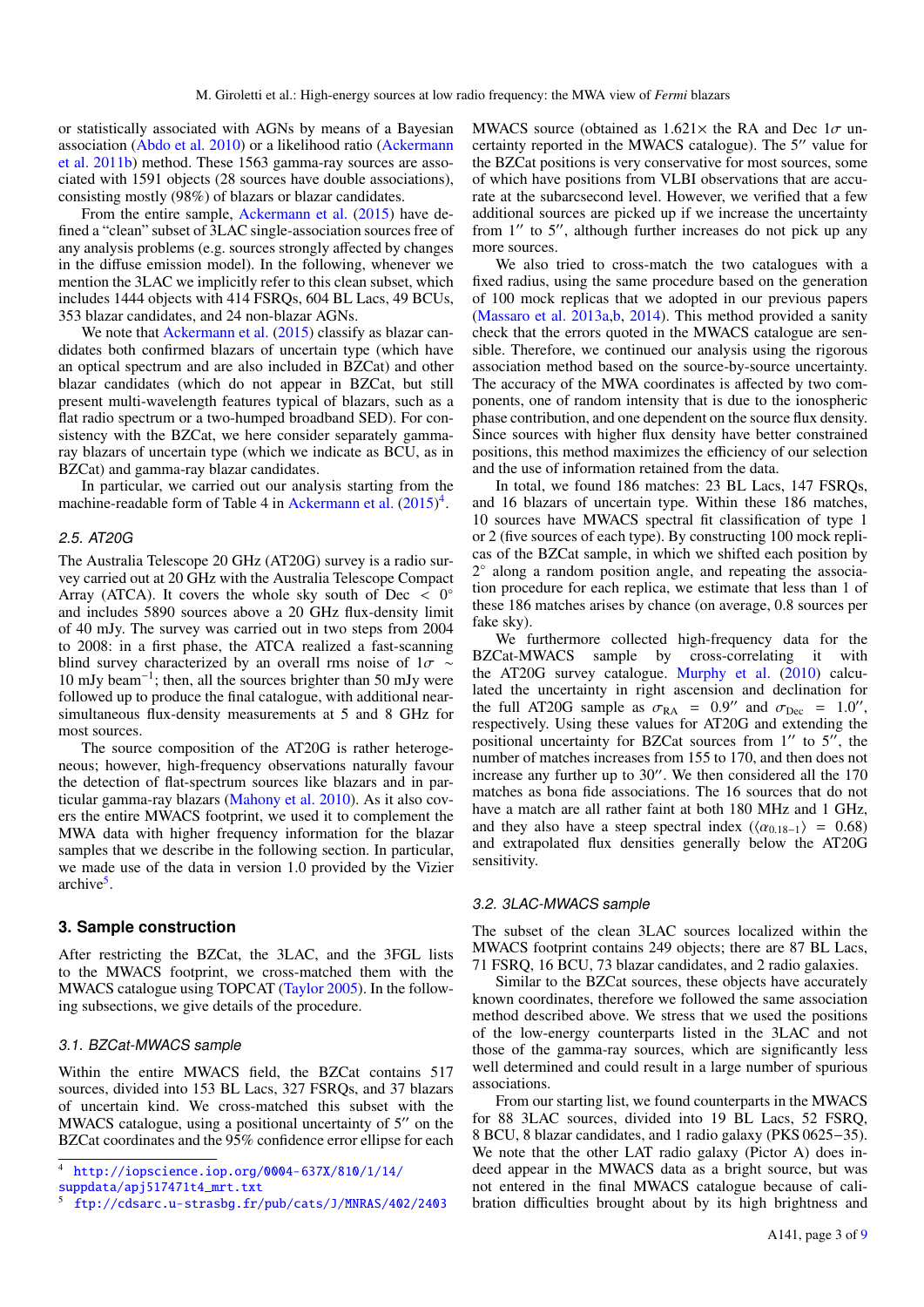or statistically associated with AGNs by means of a Bayesian association (Abdo et al. 2010) or a likelihood ratio (Ackermann et al. 2011b) method. These 1563 gamma-ray sources are associated with 1591 objects (28 sources have double associations), consisting mostly (98%) of blazars or blazar candidates.

From the entire sample, Ackermann et al. (2015) have defined a "clean" subset of 3LAC single-association sources free of any analysis problems (e.g. sources strongly affected by changes in the diffuse emission model). In the following, whenever we mention the 3LAC we implicitly refer to this clean subset, which includes 1444 objects with 414 FSRQs, 604 BL Lacs, 49 BCUs, 353 blazar candidates, and 24 non-blazar AGNs.

We note that Ackermann et al. (2015) classify as blazar candidates both confirmed blazars of uncertain type (which have an optical spectrum and are also included in BZCat) and other blazar candidates (which do not appear in BZCat, but still present multi-wavelength features typical of blazars, such as a flat radio spectrum or a two-humped broadband SED). For consistency with the BZCat, we here consider separately gamma-ray blazars of uncertain type (which we indicate as BCU, as in BZCat) and gamma-ray blazar candidates.

In particular, we carried out our analysis starting from the machine-readable form of Table 4 in Ackermann et al. (2015)[4].

### 2.5. AT20G

The Australia Telescope 20 GHz (AT20G) survey is a radio survey carried out at 20 GHz with the Australia Telescope Compact Array (ATCA). It covers the whole sky south of Dec $< 0°$ and includes 5890 sources above a 20 GHz flux-density limit of 40 mJy. The survey was carried out in two steps from 2004 to 2008: in a first phase, the ATCA realized a fast-scanning blind survey characterized by an overall rms noise of $1\sigma \sim 10$ mJy beam$^{-1}$; then, all the sources brighter than 50 mJy were followed up to produce the final catalogue, with additional near-simultaneous flux-density measurements at 5 and 8 GHz for most sources.

The source composition of the AT20G is rather heterogeneous; however, high-frequency observations naturally favour the detection of flat-spectrum sources like blazars and in particular gamma-ray blazars (Mahony et al. 2010). As it also covers the entire MWACS footprint, we used it to complement the MWA data with higher frequency information for the blazar samples that we describe in the following section. In particular, we made use of the data in version 1.0 provided by the Vizier archive[5].

## 3. Sample construction

After restricting the BZCat, the 3LAC, and the 3FGL lists to the MWACS footprint, we cross-matched them with the MWACS catalogue using TOPCAT (Taylor 2005). In the following subsections, we give details of the procedure.

### 3.1. BZCat-MWACS sample

Within the entire MWACS field, the BZCat contains 517 sources, divided into 153 BL Lacs, 327 FSRQs, and 37 blazars of uncertain kind. We cross-matched this subset with the MWACS catalogue, using a positional uncertainty of 5″ on the BZCat coordinates and the 95% confidence error ellipse for each MWACS source (obtained as $1.621\times$ the RA and Dec $1\sigma$ uncertainty reported in the MWACS catalogue). The 5″ value for the BZCat positions is very conservative for most sources, some of which have positions from VLBI observations that are accurate at the subarcsecond level. However, we verified that a few additional sources are picked up if we increase the uncertainty from 1″ to 5″, although further increases do not pick up any more sources.

We also tried to cross-match the two catalogues with a fixed radius, using the same procedure based on the generation of 100 mock replicas that we adopted in our previous papers (Massaro et al. 2013a,b, 2014). This method provided a sanity check that the errors quoted in the MWACS catalogue are sensible. Therefore, we continued our analysis using the rigorous association method based on the source-by-source uncertainty. The accuracy of the MWA coordinates is affected by two components, one of random intensity that is due to the ionospheric phase contribution, and one dependent on the source flux density. Since sources with higher flux density have better constrained positions, this method maximizes the efficiency of our selection and the use of information retained from the data.

In total, we found 186 matches: 23 BL Lacs, 147 FSRQs, and 16 blazars of uncertain type. Within these 186 matches, 10 sources have MWACS spectral fit classification of type 1 or 2 (five sources of each type). By constructing 100 mock replicas of the BZCat sample, in which we shifted each position by 2° along a random position angle, and repeating the association procedure for each replica, we estimate that less than 1 of these 186 matches arises by chance (on average, 0.8 sources per fake sky).

We furthermore collected high-frequency data for the BZCat-MWACS sample by cross-correlating it with the AT20G survey catalogue. Murphy et al. (2010) calculated the uncertainty in right ascension and declination for the full AT20G sample as $\sigma_{\rm RA} = 0.9''$ and $\sigma_{\rm Dec} = 1.0''$, respectively. Using these values for AT20G and extending the positional uncertainty for BZCat sources from 1″ to 5″, the number of matches increases from 155 to 170, and then does not increase any further up to 30″. We then considered all the 170 matches as bona fide associations. The 16 sources that do not have a match are all rather faint at both 180 MHz and 1 GHz, and they also have a steep spectral index ($\langle\alpha_{0.18-1}\rangle = 0.68$) and extrapolated flux densities generally below the AT20G sensitivity.

### 3.2. 3LAC-MWACS sample

The subset of the clean 3LAC sources localized within the MWACS footprint contains 249 objects; there are 87 BL Lacs, 71 FSRQ, 16 BCU, 73 blazar candidates, and 2 radio galaxies.

Similar to the BZCat sources, these objects have accurately known coordinates, therefore we followed the same association method described above. We stress that we used the positions of the low-energy counterparts listed in the 3LAC and not those of the gamma-ray sources, which are significantly less well determined and could result in a large number of spurious associations.

From our starting list, we found counterparts in the MWACS for 88 3LAC sources, divided into 19 BL Lacs, 52 FSRQ, 8 BCU, 8 blazar candidates, and 1 radio galaxy (PKS 0625−35). We note that the other LAT radio galaxy (Pictor A) does indeed appear in the MWACS data as a bright source, but was not entered in the final MWACS catalogue because of calibration difficulties brought about by its high brightness and

[4] http://iopscience.iop.org/0004-637X/810/1/14/suppdata/apj517471t4_mrt.txt

[5] ftp://cdsarc.u-strasbg.fr/pub/cats/J/MNRAS/402/2403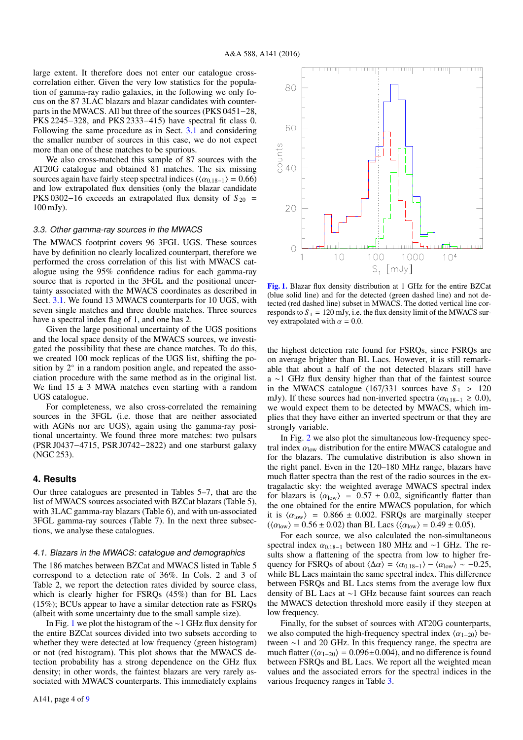large extent. It therefore does not enter our catalogue cross-correlation either. Given the very low statistics for the population of gamma-ray radio galaxies, in the following we only focus on the 87 3LAC blazars and blazar candidates with counterparts in the MWACS. All but three of the sources (PKS 0451−28, PKS 2245−328, and PKS 2333−415) have spectral fit class 0. Following the same procedure as in Sect. 3.1 and considering the smaller number of sources in this case, we do not expect more than one of these matches to be spurious.

We also cross-matched this sample of 87 sources with the AT20G catalogue and obtained 81 matches. The six missing sources again have fairly steep spectral indices ($\langle\alpha_{0.18-1}\rangle = 0.66$) and low extrapolated flux densities (only the blazar candidate PKS 0302−16 exceeds an extrapolated flux density of $S_{20}$ = 100 mJy).

### 3.3. Other gamma-ray sources in the MWACS

The MWACS footprint covers 96 3FGL UGS. These sources have by definition no clearly localized counterpart, therefore we performed the cross correlation of this list with MWACS catalogue using the 95% confidence radius for each gamma-ray source that is reported in the 3FGL and the positional uncertainty associated with the MWACS coordinates as described in Sect. 3.1. We found 13 MWACS counterparts for 10 UGS, with seven single matches and three double matches. Three sources have a spectral index flag of 1, and one has 2.

Given the large positional uncertainty of the UGS positions and the local space density of the MWACS sources, we investigated the possibility that these are chance matches. To do this, we created 100 mock replicas of the UGS list, shifting the position by 2° in a random position angle, and repeated the association procedure with the same method as in the original list. We find 15 ± 3 MWA matches even starting with a random UGS catalogue.

For completeness, we also cross-correlated the remaining sources in the 3FGL (i.e. those that are neither associated with AGNs nor are UGS), again using the gamma-ray positional uncertainty. We found three more matches: two pulsars (PSR J0437−4715, PSR J0742−2822) and one starburst galaxy (NGC 253).

## 4. Results

Our three catalogues are presented in Tables 5–7, that are the list of MWACS sources associated with BZCat blazars (Table 5), with 3LAC gamma-ray blazars (Table 6), and with un-associated 3FGL gamma-ray sources (Table 7). In the next three subsections, we analyse these catalogues.

### 4.1. Blazars in the MWACS: catalogue and demographics

The 186 matches between BZCat and MWACS listed in Table 5 correspond to a detection rate of 36%. In Cols. 2 and 3 of Table 2, we report the detection rates divided by source class, which is clearly higher for FSRQs (45%) than for BL Lacs (15%); BCUs appear to have a similar detection rate as FSRQs (albeit with some uncertainty due to the small sample size).

In Fig. 1 we plot the histogram of the ∼1 GHz flux density for the entire BZCat sources divided into two subsets according to whether they were detected at low frequency (green histogram) or not (red histogram). This plot shows that the MWACS detection probability has a strong dependence on the GHz flux density; in other words, the faintest blazars are very rarely associated with MWACS counterparts. This immediately explains

80
60
40
20
0
counts
1
10
100
1000
$10^4$
$S_1$ [mJy]

**Fig. 1.** Blazar flux density distribution at 1 GHz for the entire BZCat (blue solid line) and for the detected (green dashed line) and not detected (red dashed line) subset in MWACS. The dotted vertical line corresponds to $S_1$ = 120 mJy, i.e. the flux density limit of the MWACS survey extrapolated with $\alpha$ = 0.0.

the highest detection rate found for FSRQs, since FSRQs are on average brighter than BL Lacs. However, it is still remarkable that about a half of the not detected blazars still have a ∼1 GHz flux density higher than that of the faintest source in the MWACS catalogue (167/331 sources have $S_1$ > 120 mJy). If these sources had non-inverted spectra ($\alpha_{0.18-1} \geq 0.0$), we would expect them to be detected by MWACS, which implies that they have either an inverted spectrum or that they are strongly variable.

In Fig. 2 we also plot the simultaneous low-frequency spectral index $\alpha_{\rm low}$ distribution for the entire MWACS catalogue and for the blazars. The cumulative distribution is also shown in the right panel. Even in the 120–180 MHz range, blazars have much flatter spectra than the rest of the radio sources in the extragalactic sky: the weighted average MWACS spectral index for blazars is $\langle\alpha_{\rm low}\rangle$ = 0.57 ± 0.02, significantly flatter than the one obtained for the entire MWACS population, for which it is $\langle\alpha_{\rm low}\rangle$ = 0.866 ± 0.002. FSRQs are marginally steeper ($\langle\alpha_{\rm low}\rangle = 0.56 \pm 0.02$) than BL Lacs ($\langle\alpha_{\rm low}\rangle = 0.49 \pm 0.05$).

For each source, we also calculated the non-simultaneous spectral index $\alpha_{0.18-1}$ between 180 MHz and ∼1 GHz. The results show a flattening of the spectra from low to higher frequency for FSRQs of about $\langle\Delta\alpha\rangle = \langle\alpha_{0.18-1}\rangle - \langle\alpha_{\rm low}\rangle \sim -0.25$, while BL Lacs maintain the same spectral index. This difference between FSRQs and BL Lacs stems from the average low flux density of BL Lacs at ∼1 GHz because faint sources can reach the MWACS detection threshold more easily if they steepen at low frequency.

Finally, for the subset of sources with AT20G counterparts, we also computed the high-frequency spectral index $\langle\alpha_{1-20}\rangle$ between ∼1 and 20 GHz. In this frequency range, the spectra are much flatter ($\langle\alpha_{1-20}\rangle = 0.096 \pm 0.004$), and no difference is found between FSRQs and BL Lacs. We report all the weighted mean values and the associated errors for the spectral indices in the various frequency ranges in Table 3.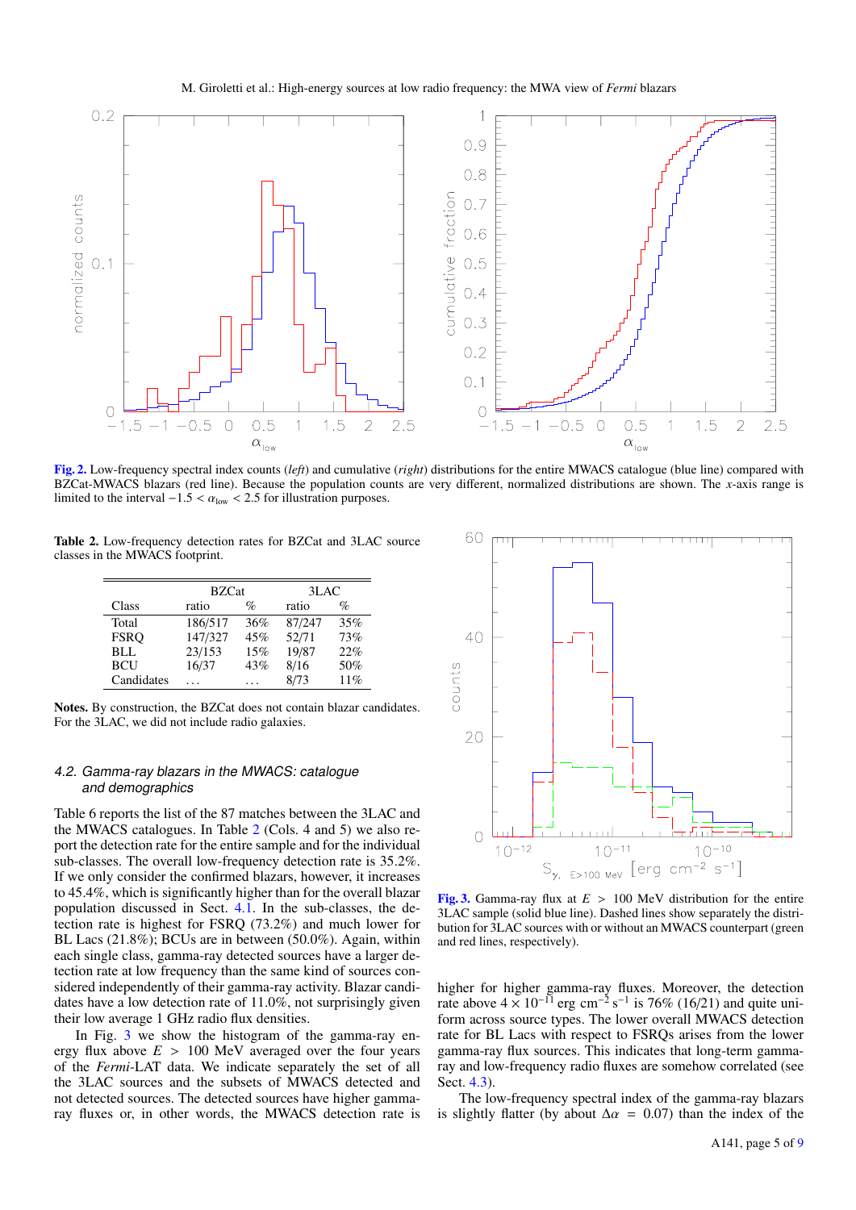0.2
normalized counts
0.1
0
−1.5 −1 −0.5 0 0.5 1 1.5 2 2.5
$\alpha_{\rm low}$

1
0.9
0.8
0.7
0.6
0.5
0.4
0.3
0.2
0.1
0
cumulative fraction
−1.5 −1 −0.5 0 0.5 1 1.5 2 2.5
$\alpha_{\rm low}$

**Fig. 2.** Low-frequency spectral index counts (*left*) and cumulative (*right*) distributions for the entire MWACS catalogue (blue line) compared with BZCat-MWACS blazars (red line). Because the population counts are very different, normalized distributions are shown. The $x$-axis range is limited to the interval $-1.5 < \alpha_{\rm low} < 2.5$ for illustration purposes.

**Table 2.** Low-frequency detection rates for BZCat and 3LAC source classes in the MWACS footprint.

| | BZCat | | 3LAC | |
|---|---|---|---|---|
| Class | ratio | % | ratio | % |
| Total | 186/517 | 36% | 87/247 | 35% |
| FSRQ | 147/327 | 45% | 52/71 | 73% |
| BLL | 23/153 | 15% | 19/87 | 22% |
| BCU | 16/37 | 43% | 8/16 | 50% |
| Candidates | ... | ... | 8/73 | 11% |

**Notes.** By construction, the BZCat does not contain blazar candidates. For the 3LAC, we did not include radio galaxies.

### 4.2. Gamma-ray blazars in the MWACS: catalogue and demographics

Table 6 reports the list of the 87 matches between the 3LAC and the MWACS catalogues. In Table 2 (Cols. 4 and 5) we also report the detection rate for the entire sample and for the individual sub-classes. The overall low-frequency detection rate is 35.2%. If we only consider the confirmed blazars, however, it increases to 45.4%, which is significantly higher than for the overall blazar population discussed in Sect. 4.1. In the sub-classes, the detection rate is highest for FSRQ (73.2%) and much lower for BL Lacs (21.8%); BCUs are in between (50.0%). Again, within each single class, gamma-ray detected sources have a larger detection rate at low frequency than the same kind of sources considered independently of their gamma-ray activity. Blazar candidates have a low detection rate of 11.0%, not surprisingly given their low average 1 GHz radio flux densities.

In Fig. 3 we show the histogram of the gamma-ray energy flux above $E > 100$ MeV averaged over the four years of the *Fermi*-LAT data. We indicate separately the set of all the 3LAC sources and the subsets of MWACS detected and not detected sources. The detected sources have higher gamma-ray fluxes or, in other words, the MWACS detection rate is

60
40
20
0
counts
$10^{-12}$ $10^{-11}$ $10^{-10}$
$S_{\gamma,\ E>100\ \rm MeV}$ [erg cm$^{-2}$ s$^{-1}$]

**Fig. 3.** Gamma-ray flux at $E > 100$ MeV distribution for the entire 3LAC sample (solid blue line). Dashed lines show separately the distribution for 3LAC sources with or without an MWACS counterpart (green and red lines, respectively).

higher for higher gamma-ray fluxes. Moreover, the detection rate above $4 \times 10^{-11}$ erg cm$^{-2}$ s$^{-1}$ is 76% (16/21) and quite uniform across source types. The lower overall MWACS detection rate for BL Lacs with respect to FSRQs arises from the lower gamma-ray flux sources. This indicates that long-term gamma-ray and low-frequency radio fluxes are somehow correlated (see Sect. 4.3).

The low-frequency spectral index of the gamma-ray blazars is slightly flatter (by about $\Delta\alpha = 0.07$) than the index of the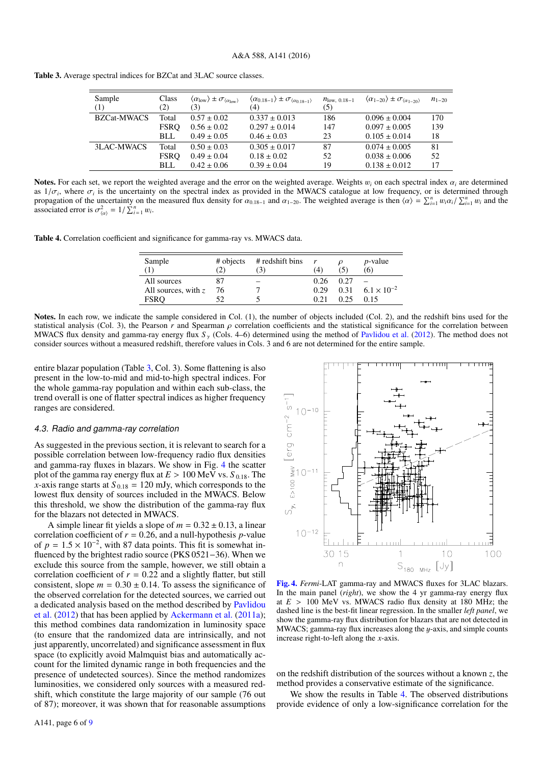**Table 3.** Average spectral indices for BZCat and 3LAC source classes.

| Sample (1) | Class (2) | $\langle\alpha_{\rm low}\rangle \pm \sigma_{\langle\alpha_{\rm low}\rangle}$ (3) | $\langle\alpha_{0.18-1}\rangle \pm \sigma_{\langle\alpha_{0.18-1}\rangle}$ (4) | $n_{\rm low,\ 0.18-1}$ (5) | $\langle\alpha_{1-20}\rangle \pm \sigma_{\langle\alpha_{1-20}\rangle}$ | $n_{1-20}$ |
|---|---|---|---|---|---|---|
| BZCat-MWACS | Total | 0.57 ± 0.02 | 0.337 ± 0.013 | 186 | 0.096 ± 0.004 | 170 |
| | FSRQ | 0.56 ± 0.02 | 0.297 ± 0.014 | 147 | 0.097 ± 0.005 | 139 |
| | BLL | 0.49 ± 0.05 | 0.46 ± 0.03 | 23 | 0.105 ± 0.014 | 18 |
| 3LAC-MWACS | Total | 0.50 ± 0.03 | 0.305 ± 0.017 | 87 | 0.074 ± 0.005 | 81 |
| | FSRQ | 0.49 ± 0.04 | 0.18 ± 0.02 | 52 | 0.038 ± 0.006 | 52 |
| | BLL | 0.42 ± 0.06 | 0.39 ± 0.04 | 19 | 0.138 ± 0.012 | 17 |

**Notes.** For each set, we report the weighted average and the error on the weighted average. Weights $w_i$ on each spectral index $\alpha_i$ are determined as $1/\sigma_i$, where $\sigma_i$ is the uncertainty on the spectral index as provided in the MWACS catalogue at low frequency, or is determined through propagation of the uncertainty on the measured flux density for $\alpha_{0.18-1}$ and $\alpha_{1-20}$. The weighted average is then $\langle\alpha\rangle = \sum_{i=1}^{n} w_i\alpha_i / \sum_{i=1}^{n} w_i$ and the associated error is $\sigma^2_{\langle\alpha\rangle} = 1/\sum_{i=1}^{n} w_i$.

**Table 4.** Correlation coefficient and significance for gamma-ray vs. MWACS data.

| Sample (1) | # objects (2) | # redshift bins (3) | $r$ (4) | $\rho$ (5) | $p$-value (6) |
|---|---|---|---|---|---|
| All sources | 87 | – | 0.26 | 0.27 | – |
| All sources, with $z$ | 76 | 7 | 0.29 | 0.31 | $6.1 \times 10^{-2}$ |
| FSRQ | 52 | 5 | 0.21 | 0.25 | 0.15 |

**Notes.** In each row, we indicate the sample considered in Col. (1), the number of objects included (Col. 2), and the redshift bins used for the statistical analysis (Col. 3), the Pearson $r$ and Spearman $\rho$ correlation coefficients and the statistical significance for the correlation between MWACS flux density and gamma-ray energy flux $S_\gamma$ (Cols. 4–6) determined using the method of Pavlidou et al. (2012). The method does not consider sources without a measured redshift, therefore values in Cols. 3 and 6 are not determined for the entire sample.

entire blazar population (Table 3, Col. 3). Some flattening is also present in the low-to-mid and mid-to-high spectral indices. For the whole gamma-ray population and within each sub-class, the trend overall is one of flatter spectral indices as higher frequency ranges are considered.

### 4.3. Radio and gamma-ray correlation

As suggested in the previous section, it is relevant to search for a possible correlation between low-frequency radio flux densities and gamma-ray fluxes in blazars. We show in Fig. 4 the scatter plot of the gamma ray energy flux at $E > 100$ MeV vs. $S_{0.18}$. The $x$-axis range starts at $S_{0.18} = 120$ mJy, which corresponds to the lowest flux density of sources included in the MWACS. Below this threshold, we show the distribution of the gamma-ray flux for the blazars not detected in MWACS.

A simple linear fit yields a slope of $m = 0.32 \pm 0.13$, a linear correlation coefficient of $r = 0.26$, and a null-hypothesis $p$-value of $p = 1.5 \times 10^{-2}$, with 87 data points. This fit is somewhat influenced by the brightest radio source (PKS 0521−36). When we exclude this source from the sample, however, we still obtain a correlation coefficient of $r = 0.22$ and a slightly flatter, but still consistent, slope $m = 0.30 \pm 0.14$. To assess the significance of the observed correlation for the detected sources, we carried out a dedicated analysis based on the method described by Pavlidou et al. (2012) that has been applied by Ackermann et al. (2011a); this method combines data randomization in luminosity space (to ensure that the randomized data are intrinsically, and not just apparently, uncorrelated) and significance assessment in flux space (to explicitly avoid Malmquist bias and automatically account for the limited dynamic range in both frequencies and the presence of undetected sources). Since the method randomizes luminosities, we considered only sources with a measured redshift, which constitute the large majority of our sample (76 out of 87); moreover, it was shown that for reasonable assumptions on the redshift distribution of the sources without a known $z$, the method provides a conservative estimate of the significance.

**Fig. 4.** *Fermi*-LAT gamma-ray and MWACS fluxes for 3LAC blazars. In the main panel (*right*), we show the 4 yr gamma-ray energy flux at $E > 100$ MeV vs. MWACS radio flux density at 180 MHz; the dashed line is the best-fit linear regression. In the smaller *left panel*, we show the gamma-ray flux distribution for blazars that are not detected in MWACS; gamma-ray flux increases along the $y$-axis, and simple counts increase right-to-left along the $x$-axis.

We show the results in Table 4. The observed distributions provide evidence of only a low-significance correlation for the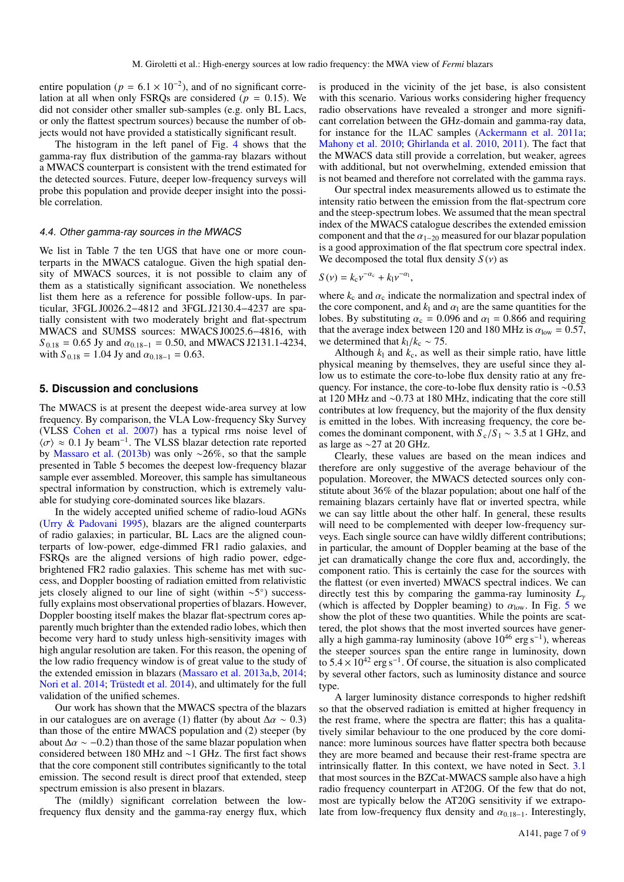entire population ($p = 6.1 \times 10^{-2}$), and of no significant correlation at all when only FSRQs are considered ($p = 0.15$). We did not consider other smaller sub-samples (e.g. only BL Lacs, or only the flattest spectrum sources) because the number of objects would not have provided a statistically significant result.

The histogram in the left panel of Fig. 4 shows that the gamma-ray flux distribution of the gamma-ray blazars without a MWACS counterpart is consistent with the trend estimated for the detected sources. Future, deeper low-frequency surveys will probe this population and provide deeper insight into the possible correlation.

### 4.4. Other gamma-ray sources in the MWACS

We list in Table 7 the ten UGS that have one or more counterparts in the MWACS catalogue. Given the high spatial density of MWACS sources, it is not possible to claim any of them as a statistically significant association. We nonetheless list them here as a reference for possible follow-ups. In particular, 3FGL J0026.2−4812 and 3FGL J2130.4−4237 are spatially consistent with two moderately bright and flat-spectrum MWACS and SUMSS sources: MWACS J0025.6−4816, with $S_{0.18} = 0.65$ Jy and $\alpha_{0.18-1} = 0.50$, and MWACS J2131.1-4234, with $S_{0.18} = 1.04$ Jy and $\alpha_{0.18-1} = 0.63$.

## 5. Discussion and conclusions

The MWACS is at present the deepest wide-area survey at low frequency. By comparison, the VLA Low-frequency Sky Survey (VLSS Cohen et al. 2007) has a typical rms noise level of $\langle\sigma\rangle \approx 0.1$ Jy beam$^{-1}$. The VLSS blazar detection rate reported by Massaro et al. (2013b) was only ∼26%, so that the sample presented in Table 5 becomes the deepest low-frequency blazar sample ever assembled. Moreover, this sample has simultaneous spectral information by construction, which is extremely valuable for studying core-dominated sources like blazars.

In the widely accepted unified scheme of radio-loud AGNs (Urry & Padovani 1995), blazars are the aligned counterparts of radio galaxies; in particular, BL Lacs are the aligned counterparts of low-power, edge-dimmed FR1 radio galaxies, and FSRQs are the aligned versions of high radio power, edge-brightened FR2 radio galaxies. This scheme has met with success, and Doppler boosting of radiation emitted from relativistic jets closely aligned to our line of sight (within ∼5°) successfully explains most observational properties of blazars. However, Doppler boosting itself makes the blazar flat-spectrum cores apparently much brighter than the extended radio lobes, which then become very hard to study unless high-sensitivity images with high angular resolution are taken. For this reason, the opening of the low radio frequency window is of great value to the study of the extended emission in blazars (Massaro et al. 2013a,b, 2014; Nori et al. 2014; Trüstedt et al. 2014), and ultimately for the full validation of the unified schemes.

Our work has shown that the MWACS spectra of the blazars in our catalogues are on average (1) flatter (by about $\Delta\alpha \sim 0.3$) than those of the entire MWACS population and (2) steeper (by about $\Delta\alpha \sim -0.2$) than those of the same blazar population when considered between 180 MHz and ∼1 GHz. The first fact shows that the core component still contributes significantly to the total emission. The second result is direct proof that extended, steep spectrum emission is also present in blazars.

The (mildly) significant correlation between the low-frequency flux density and the gamma-ray energy flux, which is produced in the vicinity of the jet base, is also consistent with this scenario. Various works considering higher frequency radio observations have revealed a stronger and more significant correlation between the GHz-domain and gamma-ray data, for instance for the 1LAC samples (Ackermann et al. 2011a; Mahony et al. 2010; Ghirlanda et al. 2010, 2011). The fact that the MWACS data still provide a correlation, but weaker, agrees with additional, but not overwhelming, extended emission that is not beamed and therefore not correlated with the gamma rays.

Our spectral index measurements allowed us to estimate the intensity ratio between the emission from the flat-spectrum core and the steep-spectrum lobes. We assumed that the mean spectral index of the MWACS catalogue describes the extended emission component and that the $\alpha_{1-20}$ measured for our blazar population is a good approximation of the flat spectrum core spectral index. We decomposed the total flux density $S(\nu)$ as

$$S(\nu) = k_{\rm c}\nu^{-\alpha_{\rm c}} + k_{\rm l}\nu^{-\alpha_{\rm l}},$$

where $k_{\rm c}$ and $\alpha_{\rm c}$ indicate the normalization and spectral index of the core component, and $k_{\rm l}$ and $\alpha_{\rm l}$ are the same quantities for the lobes. By substituting $\alpha_{\rm c} = 0.096$ and $\alpha_{\rm l} = 0.866$ and requiring that the average index between 120 and 180 MHz is $\alpha_{\rm low} = 0.57$, we determined that $k_{\rm l}/k_{\rm c} \sim 75$.

Although $k_{\rm l}$ and $k_{\rm c}$, as well as their simple ratio, have little physical meaning by themselves, they are useful since they allow us to estimate the core-to-lobe flux density ratio at any frequency. For instance, the core-to-lobe flux density ratio is ∼0.53 at 120 MHz and ∼0.73 at 180 MHz, indicating that the core still contributes at low frequency, but the majority of the flux density is emitted in the lobes. With increasing frequency, the core becomes the dominant component, with $S_{\rm c}/S_{\rm l} \sim 3.5$ at 1 GHz, and as large as ∼27 at 20 GHz.

Clearly, these values are based on the mean indices and therefore are only suggestive of the average behaviour of the population. Moreover, the MWACS detected sources only constitute about 36% of the blazar population; about one half of the remaining blazars certainly have flat or inverted spectra, while we can say little about the other half. In general, these results will need to be complemented with deeper low-frequency surveys. Each single source can have wildly different contributions; in particular, the amount of Doppler beaming at the base of the jet can dramatically change the core flux and, accordingly, the component ratio. This is certainly the case for the sources with the flattest (or even inverted) MWACS spectral indices. We can directly test this by comparing the gamma-ray luminosity $L_\gamma$ (which is affected by Doppler beaming) to $\alpha_{\rm low}$. In Fig. 5 we show the plot of these two quantities. While the points are scattered, the plot shows that the most inverted sources have generally a high gamma-ray luminosity (above $10^{46}$ erg s$^{-1}$), whereas the steeper sources span the entire range in luminosity, down to $5.4 \times 10^{42}$ erg s$^{-1}$. Of course, the situation is also complicated by several other factors, such as luminosity distance and source type.

A larger luminosity distance corresponds to higher redshift so that the observed radiation is emitted at higher frequency in the rest frame, where the spectra are flatter; this has a qualitatively similar behaviour to the one produced by the core dominance: more luminous sources have flatter spectra both because they are more beamed and because their rest-frame spectra are intrinsically flatter. In this context, we have noted in Sect. 3.1 that most sources in the BZCat-MWACS sample also have a high radio frequency counterpart in AT20G. Of the few that do not, most are typically below the AT20G sensitivity if we extrapolate from low-frequency flux density and $\alpha_{0.18-1}$. Interestingly,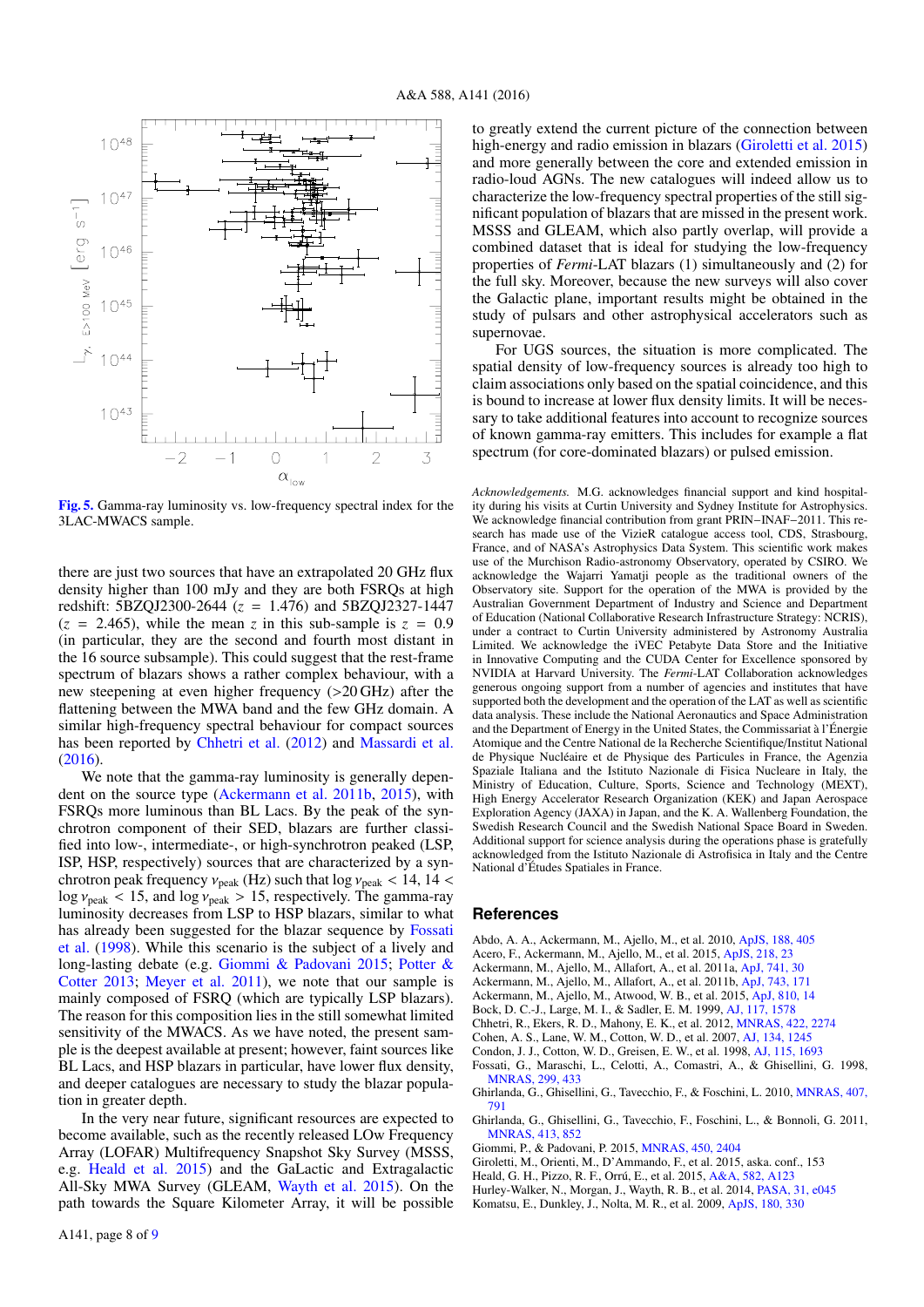$10^{48}$
$10^{47}$
$10^{46}$
$10^{45}$
$10^{44}$
$10^{43}$
$L_{\gamma,\ E>100\ \mathrm{MeV}}$ [erg s$^{-1}$]
−2 −1 0 1 2 3
$\alpha_{\mathrm{low}}$

**Fig. 5.** Gamma-ray luminosity vs. low-frequency spectral index for the 3LAC-MWACS sample.

there are just two sources that have an extrapolated 20 GHz flux density higher than 100 mJy and they are both FSRQs at high redshift: 5BZQJ2300-2644 ($z = 1.476$) and 5BZQJ2327-1447 ($z = 2.465$), while the mean $z$ in this sub-sample is $z = 0.9$ (in particular, they are the second and fourth most distant in the 16 source subsample). This could suggest that the rest-frame spectrum of blazars shows a rather complex behaviour, with a new steepening at even higher frequency (>20 GHz) after the flattening between the MWA band and the few GHz domain. A similar high-frequency spectral behaviour for compact sources has been reported by Chhetri et al. (2012) and Massardi et al. (2016).

We note that the gamma-ray luminosity is generally dependent on the source type (Ackermann et al. 2011b, 2015), with FSRQs more luminous than BL Lacs. By the peak of the synchrotron component of their SED, blazars are further classified into low-, intermediate-, or high-synchrotron peaked (LSP, ISP, HSP, respectively) sources that are characterized by a synchrotron peak frequency $\nu_{\mathrm{peak}}$ (Hz) such that $\log \nu_{\mathrm{peak}} < 14$, $14 < \log \nu_{\mathrm{peak}} < 15$, and $\log \nu_{\mathrm{peak}} > 15$, respectively. The gamma-ray luminosity decreases from LSP to HSP blazars, similar to what has already been suggested for the blazar sequence by Fossati et al. (1998). While this scenario is the subject of a lively and long-lasting debate (e.g. Giommi & Padovani 2015; Potter & Cotter 2013; Meyer et al. 2011), we note that our sample is mainly composed of FSRQ (which are typically LSP blazars). The reason for this composition lies in the still somewhat limited sensitivity of the MWACS. As we have noted, the present sample is the deepest available at present; however, faint sources like BL Lacs, and HSP blazars in particular, have lower flux density, and deeper catalogues are necessary to study the blazar population in greater depth.

In the very near future, significant resources are expected to become available, such as the recently released LOw Frequency Array (LOFAR) Multifrequency Snapshot Sky Survey (MSSS, e.g. Heald et al. 2015) and the GaLactic and Extragalactic All-Sky MWA Survey (GLEAM, Wayth et al. 2015). On the path towards the Square Kilometer Array, it will be possible to greatly extend the current picture of the connection between high-energy and radio emission in blazars (Giroletti et al. 2015) and more generally between the core and extended emission in radio-loud AGNs. The new catalogues will indeed allow us to characterize the low-frequency spectral properties of the still significant population of blazars that are missed in the present work. MSSS and GLEAM, which also partly overlap, will provide a combined dataset that is ideal for studying the low-frequency properties of *Fermi*-LAT blazars (1) simultaneously and (2) for the full sky. Moreover, because the new surveys will also cover the Galactic plane, important results might be obtained in the study of pulsars and other astrophysical accelerators such as supernovae.

For UGS sources, the situation is more complicated. The spatial density of low-frequency sources is already too high to claim associations only based on the spatial coincidence, and this is bound to increase at lower flux density limits. It will be necessary to take additional features into account to recognize sources of known gamma-ray emitters. This includes for example a flat spectrum (for core-dominated blazars) or pulsed emission.

*Acknowledgements.* M.G. acknowledges financial support and kind hospitality during his visits at Curtin University and Sydney Institute for Astrophysics. We acknowledge financial contribution from grant PRIN−INAF−2011. This research has made use of the VizieR catalogue access tool, CDS, Strasbourg, France, and of NASA's Astrophysics Data System. This scientific work makes use of the Murchison Radio-astronomy Observatory, operated by CSIRO. We acknowledge the Wajarri Yamatji people as the traditional owners of the Observatory site. Support for the operation of the MWA is provided by the Australian Government Department of Industry and Science and Department of Education (National Collaborative Research Infrastructure Strategy: NCRIS), under a contract to Curtin University administered by Astronomy Australia Limited. We acknowledge the iVEC Petabyte Data Store and the Initiative in Innovative Computing and the CUDA Center for Excellence sponsored by NVIDIA at Harvard University. The *Fermi*-LAT Collaboration acknowledges generous ongoing support from a number of agencies and institutes that have supported both the development and the operation of the LAT as well as scientific data analysis. These include the National Aeronautics and Space Administration and the Department of Energy in the United States, the Commissariat à l'Énergie Atomique and the Centre National de la Recherche Scientifique/Institut National de Physique Nucléaire et de Physique des Particules in France, the Agenzia Spaziale Italiana and the Istituto Nazionale di Fisica Nucleare in Italy, the Ministry of Education, Culture, Sports, Science and Technology (MEXT), High Energy Accelerator Research Organization (KEK) and Japan Aerospace Exploration Agency (JAXA) in Japan, and the K. A. Wallenberg Foundation, the Swedish Research Council and the Swedish National Space Board in Sweden. Additional support for science analysis during the operations phase is gratefully acknowledged from the Istituto Nazionale di Astrofisica in Italy and the Centre National d'Études Spatiales in France.

## References

Abdo, A. A., Ackermann, M., Ajello, M., et al. 2010, ApJS, 188, 405
Acero, F., Ackermann, M., Ajello, M., et al. 2015, ApJS, 218, 23
Ackermann, M., Ajello, M., Allafort, A., et al. 2011a, ApJ, 741, 30
Ackermann, M., Ajello, M., Allafort, A., et al. 2011b, ApJ, 743, 171
Ackermann, M., Ajello, M., Atwood, W. B., et al. 2015, ApJ, 810, 14
Bock, D. C.-J., Large, M. I., & Sadler, E. M. 1999, AJ, 117, 1578
Chhetri, R., Ekers, R. D., Mahony, E. K., et al. 2012, MNRAS, 422, 2274
Cohen, A. S., Lane, W. M., Cotton, W. D., et al. 2007, AJ, 134, 1245
Condon, J. J., Cotton, W. D., Greisen, E. W., et al. 1998, AJ, 115, 1693
Fossati, G., Maraschi, L., Celotti, A., Comastri, A., & Ghisellini, G. 1998, MNRAS, 299, 433
Ghirlanda, G., Ghisellini, G., Tavecchio, F., & Foschini, L. 2010, MNRAS, 407, 791
Ghirlanda, G., Ghisellini, G., Tavecchio, F., Foschini, L., & Bonnoli, G. 2011, MNRAS, 413, 852
Giommi, P., & Padovani, P. 2015, MNRAS, 450, 2404
Giroletti, M., Orienti, M., D'Ammando, F., et al. 2015, aska. conf., 153
Heald, G. H., Pizzo, R. F., Orrú, E., et al. 2015, A&A, 582, A123
Hurley-Walker, N., Morgan, J., Wayth, R. B., et al. 2014, PASA, 31, e045
Komatsu, E., Dunkley, J., Nolta, M. R., et al. 2009, ApJS, 180, 330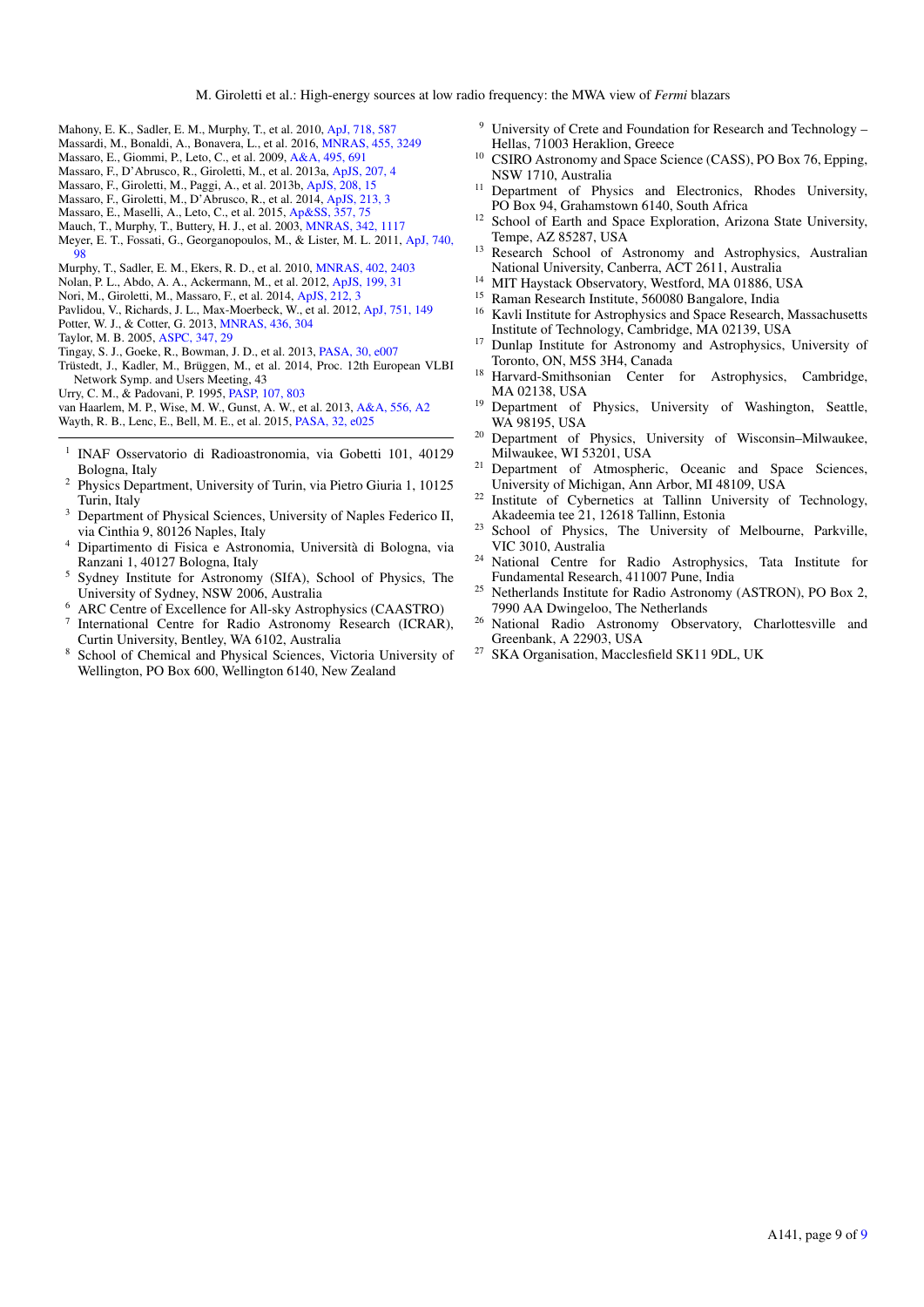Mahony, E. K., Sadler, E. M., Murphy, T., et al. 2010, ApJ, 718, 587
Massardi, M., Bonaldi, A., Bonavera, L., et al. 2016, MNRAS, 455, 3249
Massaro, E., Giommi, P., Leto, C., et al. 2009, A&A, 495, 691
Massaro, F., D'Abrusco, R., Giroletti, M., et al. 2013a, ApJS, 207, 4
Massaro, F., Giroletti, M., Paggi, A., et al. 2013b, ApJS, 208, 15
Massaro, F., Giroletti, M., D'Abrusco, R., et al. 2014, ApJS, 213, 3
Massaro, E., Maselli, A., Leto, C., et al. 2015, Ap&SS, 357, 75
Mauch, T., Murphy, T., Buttery, H. J., et al. 2003, MNRAS, 342, 1117
Meyer, E. T., Fossati, G., Georganopoulos, M., & Lister, M. L. 2011, ApJ, 740, 98
Murphy, T., Sadler, E. M., Ekers, R. D., et al. 2010, MNRAS, 402, 2403
Nolan, P. L., Abdo, A. A., Ackermann, M., et al. 2012, ApJS, 199, 31
Nori, M., Giroletti, M., Massaro, F., et al. 2014, ApJS, 212, 3
Pavlidou, V., Richards, J. L., Max-Moerbeck, W., et al. 2012, ApJ, 751, 149
Potter, W. J., & Cotter, G. 2013, MNRAS, 436, 304
Taylor, M. B. 2005, ASPC, 347, 29
Tingay, S. J., Goeke, R., Bowman, J. D., et al. 2013, PASA, 30, e007
Trüstedt, J., Kadler, M., Brüggen, M., et al. 2014, Proc. 12th European VLBI Network Symp. and Users Meeting, 43
Urry, C. M., & Padovani, P. 1995, PASP, 107, 803
van Haarlem, M. P., Wise, M. W., Gunst, A. W., et al. 2013, A&A, 556, A2
Wayth, R. B., Lenc, E., Bell, M. E., et al. 2015, PASA, 32, e025

---

[1] INAF Osservatorio di Radioastronomia, via Gobetti 101, 40129 Bologna, Italy
[2] Physics Department, University of Turin, via Pietro Giuria 1, 10125 Turin, Italy
[3] Department of Physical Sciences, University of Naples Federico II, via Cinthia 9, 80126 Naples, Italy
[4] Dipartimento di Fisica e Astronomia, Università di Bologna, via Ranzani 1, 40127 Bologna, Italy
[5] Sydney Institute for Astronomy (SIfA), School of Physics, The University of Sydney, NSW 2006, Australia
[6] ARC Centre of Excellence for All-sky Astrophysics (CAASTRO)
[7] International Centre for Radio Astronomy Research (ICRAR), Curtin University, Bentley, WA 6102, Australia
[8] School of Chemical and Physical Sciences, Victoria University of Wellington, PO Box 600, Wellington 6140, New Zealand
[9] University of Crete and Foundation for Research and Technology – Hellas, 71003 Heraklion, Greece
[10] CSIRO Astronomy and Space Science (CASS), PO Box 76, Epping, NSW 1710, Australia
[11] Department of Physics and Electronics, Rhodes University, PO Box 94, Grahamstown 6140, South Africa
[12] School of Earth and Space Exploration, Arizona State University, Tempe, AZ 85287, USA
[13] Research School of Astronomy and Astrophysics, Australian National University, Canberra, ACT 2611, Australia
[14] MIT Haystack Observatory, Westford, MA 01886, USA
[15] Raman Research Institute, 560080 Bangalore, India
[16] Kavli Institute for Astrophysics and Space Research, Massachusetts Institute of Technology, Cambridge, MA 02139, USA
[17] Dunlap Institute for Astronomy and Astrophysics, University of Toronto, ON, M5S 3H4, Canada
[18] Harvard-Smithsonian Center for Astrophysics, Cambridge, MA 02138, USA
[19] Department of Physics, University of Washington, Seattle, WA 98195, USA
[20] Department of Physics, University of Wisconsin–Milwaukee, Milwaukee, WI 53201, USA
[21] Department of Atmospheric, Oceanic and Space Sciences, University of Michigan, Ann Arbor, MI 48109, USA
[22] Institute of Cybernetics at Tallinn University of Technology, Akadeemia tee 21, 12618 Tallinn, Estonia
[23] School of Physics, The University of Melbourne, Parkville, VIC 3010, Australia
[24] National Centre for Radio Astrophysics, Tata Institute for Fundamental Research, 411007 Pune, India
[25] Netherlands Institute for Radio Astronomy (ASTRON), PO Box 2, 7990 AA Dwingeloo, The Netherlands
[26] National Radio Astronomy Observatory, Charlottesville and Greenbank, A 22903, USA
[27] SKA Organisation, Macclesfield SK11 9DL, UK